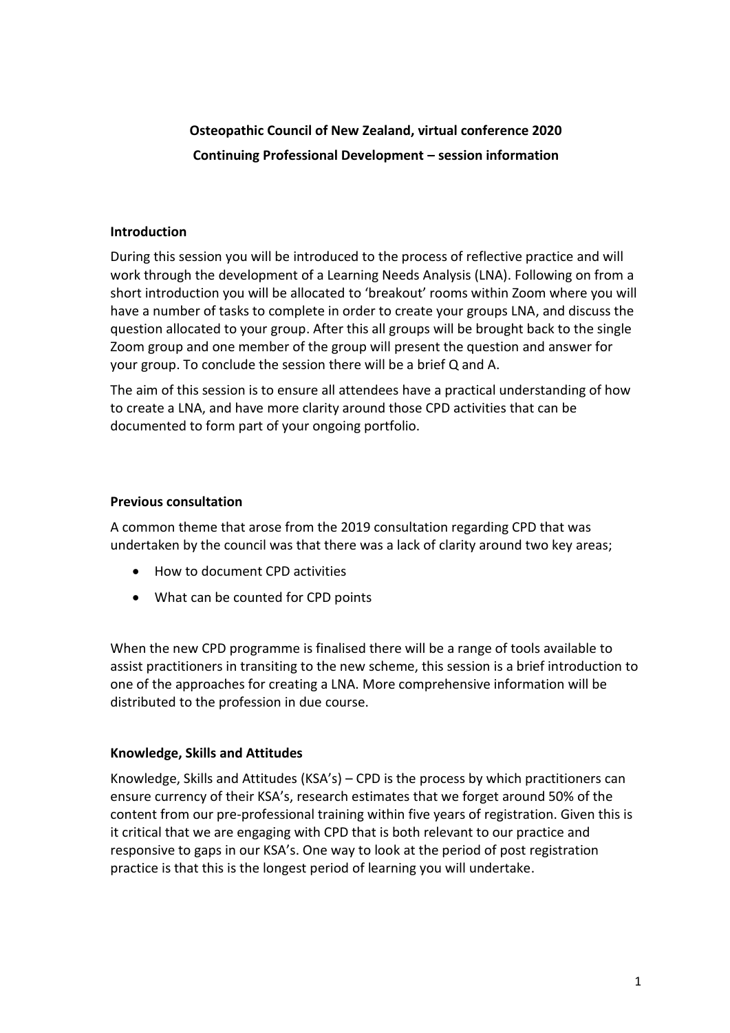**Osteopathic Council of New Zealand, virtual conference 2020**

**Continuing Professional Development – session information**

### Introduction

During this session you will be introduced to the process of reflective practice and will work through the development of a Learning Needs Analysis (LNA). Following on from a short introduction you will be allocated to 'breakout' rooms within Zoom where you will have a number of tasks to complete in order to create your groups LNA, and discuss the question allocated to your group. After this all groups will be brought back to the single Zoom group and one member of the group will present the question and answer for your group. To conclude the session there will be a brief Q and A.

The aim of this session is to ensure all attendees have a practical understanding of how to create a LNA, and have more clarity around those CPD activities that can be documented to form part of your ongoing portfolio.

### Previous consultation

A common theme that arose from the 2019 consultation regarding CPD that was undertaken by the council was that there was a lack of clarity around two key areas;

- How to document CPD activities
- What can be counted for CPD points

When the new CPD programme is finalised there will be a range of tools available to assist practitioners in transiting to the new scheme, this session is a brief introduction to one of the approaches for creating a LNA. More comprehensive information will be distributed to the profession in due course.

### Knowledge, Skills and Attitudes

Knowledge, Skills and Attitudes (KSA's) – CPD is the process by which practitioners can ensure currency of their KSA's, research estimates that we forget around 50% of the content from our pre-professional training within five years of registration. Given this is it critical that we are engaging with CPD that is both relevant to our practice and responsive to gaps in our KSA's. One way to look at the period of post registration practice is that this is the longest period of learning you will undertake.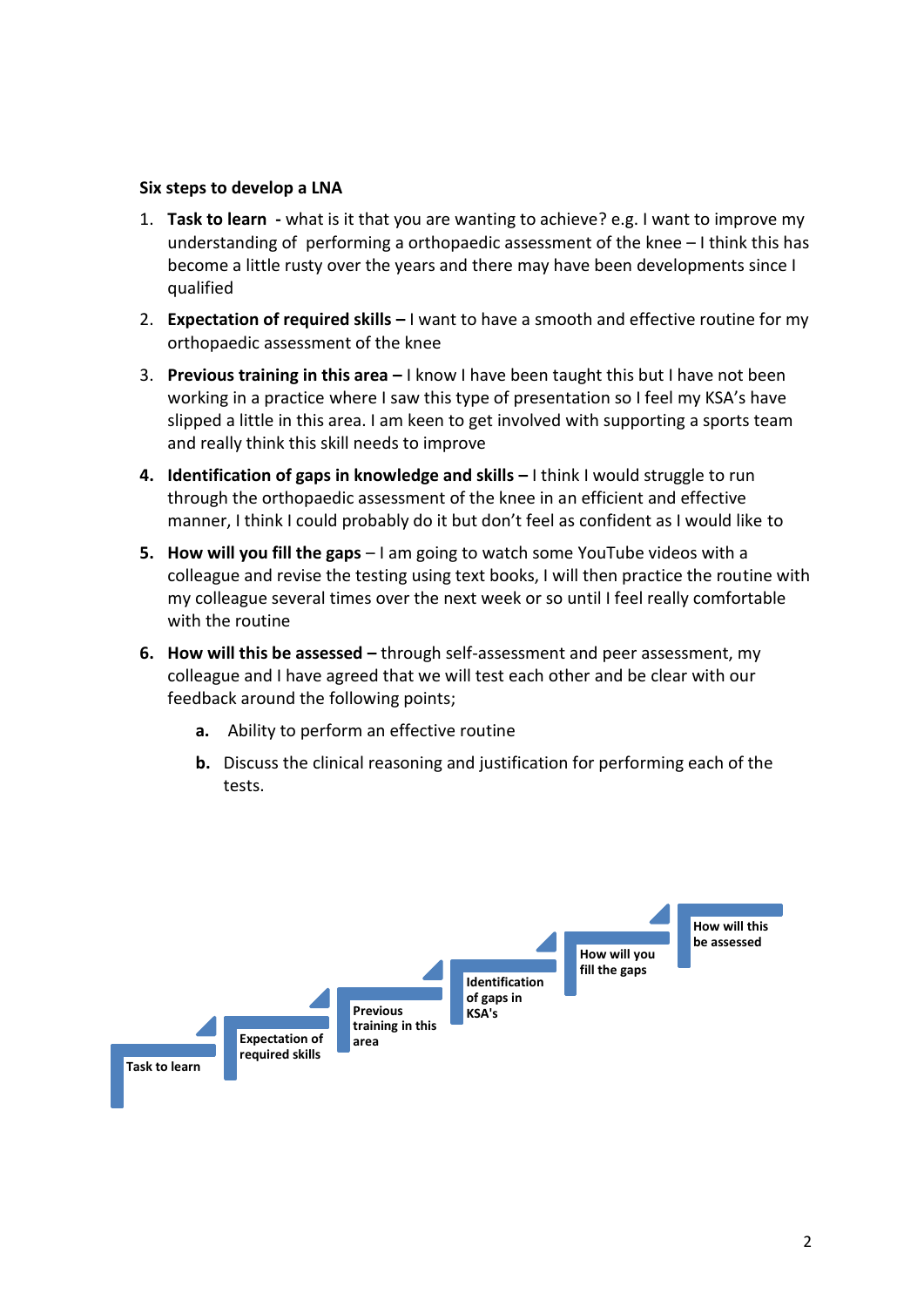**Six steps to develop a LNA**

1. **Task to learn -** what is it that you are wanting to achieve? e.g. I want to improve my understanding of performing a orthopaedic assessment of the knee – I think this has become a little rusty over the years and there may have been developments since I qualified
2. **Expectation of required skills –** I want to have a smooth and effective routine for my orthopaedic assessment of the knee
3. **Previous training in this area –** I know I have been taught this but I have not been working in a practice where I saw this type of presentation so I feel my KSA's have slipped a little in this area. I am keen to get involved with supporting a sports team and really think this skill needs to improve
4. **Identification of gaps in knowledge and skills –** I think I would struggle to run through the orthopaedic assessment of the knee in an efficient and effective manner, I think I could probably do it but don't feel as confident as I would like to
5. **How will you fill the gaps** – I am going to watch some YouTube videos with a colleague and revise the testing using text books, I will then practice the routine with my colleague several times over the next week or so until I feel really comfortable with the routine
6. **How will this be assessed –** through self-assessment and peer assessment, my colleague and I have agreed that we will test each other and be clear with our feedback around the following points;
   - **a.** Ability to perform an effective routine
   - **b.** Discuss the clinical reasoning and justification for performing each of the tests.

Task to learn → Expectation of required skills → Previous training in this area → Identification of gaps in KSA's → How will you fill the gaps → How will this be assessed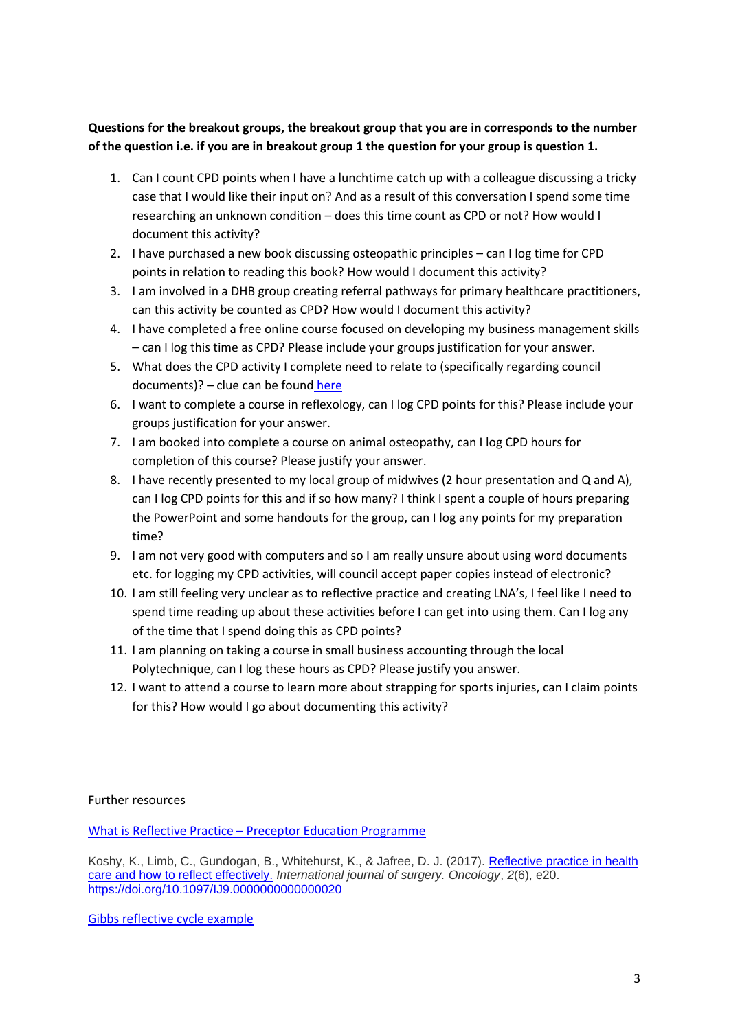**Questions for the breakout groups, the breakout group that you are in corresponds to the number of the question i.e. if you are in breakout group 1 the question for your group is question 1.**

1. Can I count CPD points when I have a lunchtime catch up with a colleague discussing a tricky case that I would like their input on? And as a result of this conversation I spend some time researching an unknown condition – does this time count as CPD or not? How would I document this activity?
2. I have purchased a new book discussing osteopathic principles – can I log time for CPD points in relation to reading this book? How would I document this activity?
3. I am involved in a DHB group creating referral pathways for primary healthcare practitioners, can this activity be counted as CPD? How would I document this activity?
4. I have completed a free online course focused on developing my business management skills – can I log this time as CPD? Please include your groups justification for your answer.
5. What does the CPD activity I complete need to relate to (specifically regarding council documents)? – clue can be found [here]
6. I want to complete a course in reflexology, can I log CPD points for this? Please include your groups justification for your answer.
7. I am booked into complete a course on animal osteopathy, can I log CPD hours for completion of this course? Please justify your answer.
8. I have recently presented to my local group of midwives (2 hour presentation and Q and A), can I log CPD points for this and if so how many? I think I spent a couple of hours preparing the PowerPoint and some handouts for the group, can I log any points for my preparation time?
9. I am not very good with computers and so I am really unsure about using word documents etc. for logging my CPD activities, will council accept paper copies instead of electronic?
10. I am still feeling very unclear as to reflective practice and creating LNA's, I feel like I need to spend time reading up about these activities before I can get into using them. Can I log any of the time that I spend doing this as CPD points?
11. I am planning on taking a course in small business accounting through the local Polytechnique, can I log these hours as CPD? Please justify you answer.
12. I want to attend a course to learn more about strapping for sports injuries, can I claim points for this? How would I go about documenting this activity?

Further resources

[What is Reflective Practice – Preceptor Education Programme]

Koshy, K., Limb, C., Gundogan, B., Whitehurst, K., & Jafree, D. J. (2017). [Reflective practice in health care and how to reflect effectively.] *International journal of surgery. Oncology*, *2*(6), e20. https://doi.org/10.1097/IJ9.0000000000000020

[Gibbs reflective cycle example]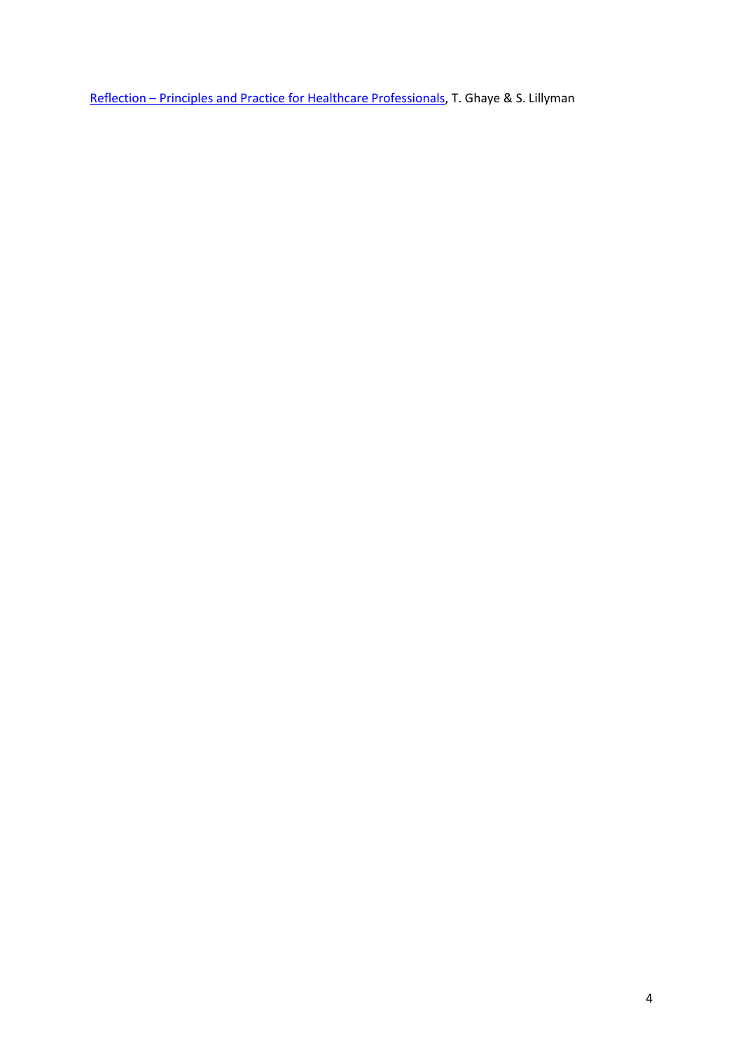[Reflection – Principles and Practice for Healthcare Professionals](), T. Ghaye & S. Lillyman